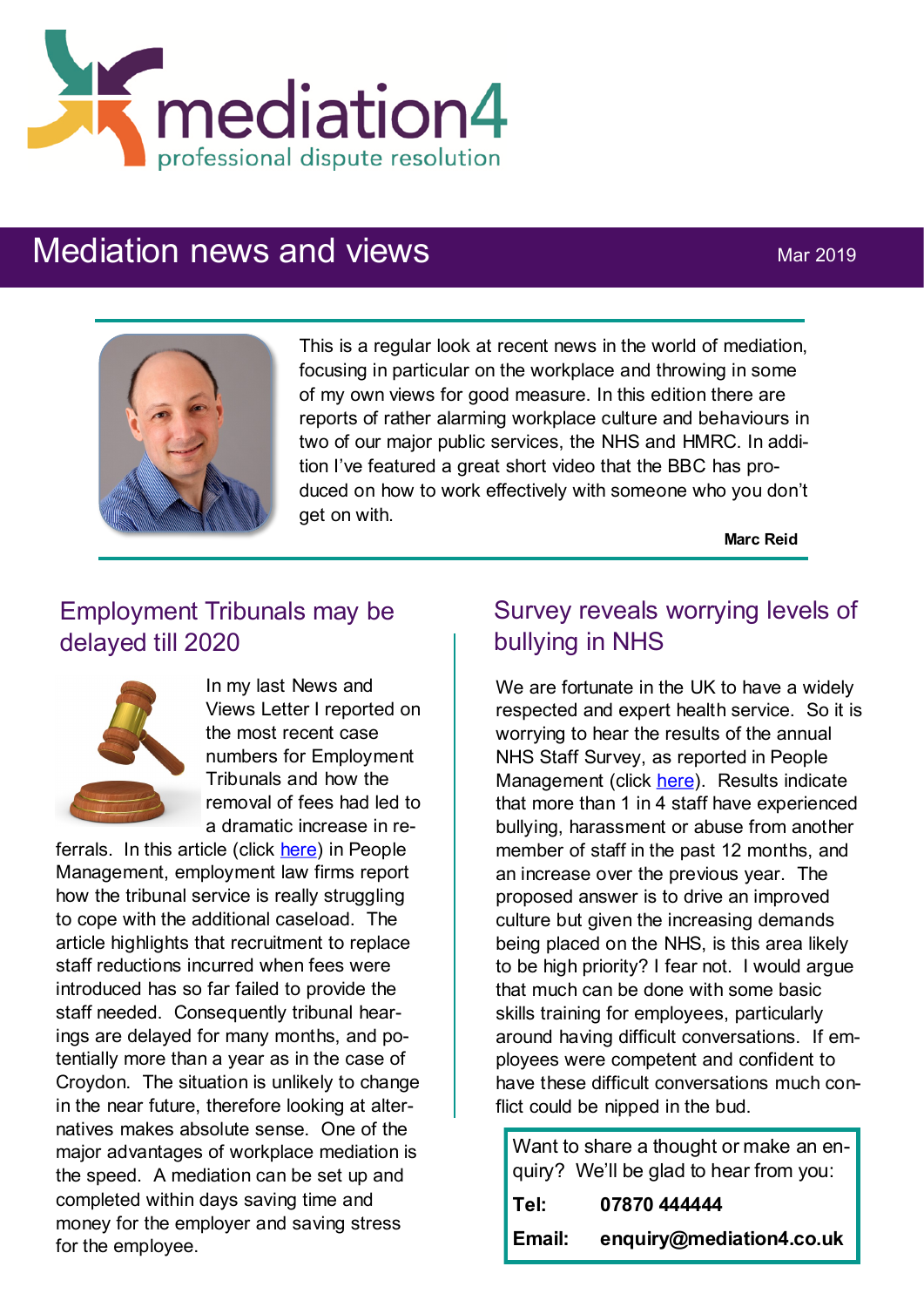mediation4
professional dispute resolution

# Mediation news and views

Mar 2019

This is a regular look at recent news in the world of mediation, focusing in particular on the workplace and throwing in some of my own views for good measure. In this edition there are reports of rather alarming workplace culture and behaviours in two of our major public services, the NHS and HMRC. In addition I've featured a great short video that the BBC has produced on how to work effectively with someone who you don't get on with.

**Marc Reid**

## Employment Tribunals may be delayed till 2020

In my last News and Views Letter I reported on the most recent case numbers for Employment Tribunals and how the removal of fees had led to a dramatic increase in referrals. In this article (click here) in People Management, employment law firms report how the tribunal service is really struggling to cope with the additional caseload. The article highlights that recruitment to replace staff reductions incurred when fees were introduced has so far failed to provide the staff needed. Consequently tribunal hearings are delayed for many months, and potentially more than a year as in the case of Croydon. The situation is unlikely to change in the near future, therefore looking at alternatives makes absolute sense. One of the major advantages of workplace mediation is the speed. A mediation can be set up and completed within days saving time and money for the employer and saving stress for the employee.

## Survey reveals worrying levels of bullying in NHS

We are fortunate in the UK to have a widely respected and expert health service. So it is worrying to hear the results of the annual NHS Staff Survey, as reported in People Management (click here). Results indicate that more than 1 in 4 staff have experienced bullying, harassment or abuse from another member of staff in the past 12 months, and an increase over the previous year. The proposed answer is to drive an improved culture but given the increasing demands being placed on the NHS, is this area likely to be high priority? I fear not. I would argue that much can be done with some basic skills training for employees, particularly around having difficult conversations. If employees were competent and confident to have these difficult conversations much conflict could be nipped in the bud.

Want to share a thought or make an enquiry? We'll be glad to hear from you:

**Tel:** **07870 444444**

**Email:** **enquiry@mediation4.co.uk**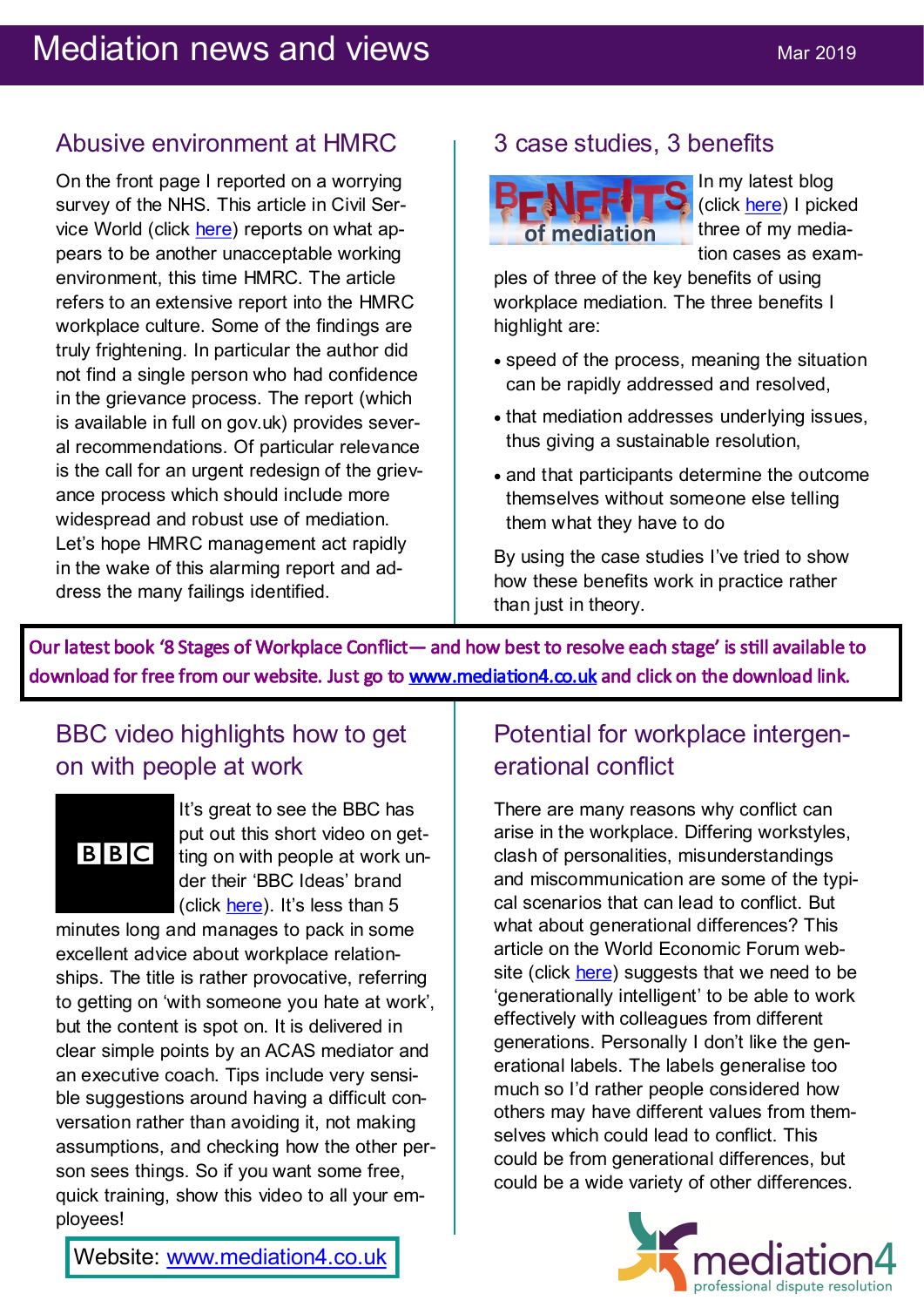# Mediation news and views

Mar 2019

## Abusive environment at HMRC

On the front page I reported on a worrying survey of the NHS. This article in Civil Service World (click here) reports on what appears to be another unacceptable working environment, this time HMRC. The article refers to an extensive report into the HMRC workplace culture. Some of the findings are truly frightening. In particular the author did not find a single person who had confidence in the grievance process. The report (which is available in full on gov.uk) provides several recommendations. Of particular relevance is the call for an urgent redesign of the grievance process which should include more widespread and robust use of mediation. Let's hope HMRC management act rapidly in the wake of this alarming report and address the many failings identified.

## 3 case studies, 3 benefits

In my latest blog (click here) I picked three of my mediation cases as examples of three of the key benefits of using workplace mediation. The three benefits I highlight are:

- speed of the process, meaning the situation can be rapidly addressed and resolved,
- that mediation addresses underlying issues, thus giving a sustainable resolution,
- and that participants determine the outcome themselves without someone else telling them what they have to do

By using the case studies I've tried to show how these benefits work in practice rather than just in theory.

**Our latest book '8 Stages of Workplace Conflict— and how best to resolve each stage' is still available to download for free from our website. Just go to www.mediation4.co.uk and click on the download link.**

## BBC video highlights how to get on with people at work

It's great to see the BBC has put out this short video on getting on with people at work under their 'BBC Ideas' brand (click here). It's less than 5 minutes long and manages to pack in some excellent advice about workplace relationships. The title is rather provocative, referring to getting on 'with someone you hate at work', but the content is spot on. It is delivered in clear simple points by an ACAS mediator and an executive coach. Tips include very sensible suggestions around having a difficult conversation rather than avoiding it, not making assumptions, and checking how the other person sees things. So if you want some free, quick training, show this video to all your employees!

Website: www.mediation4.co.uk

## Potential for workplace intergenerational conflict

There are many reasons why conflict can arise in the workplace. Differing workstyles, clash of personalities, misunderstandings and miscommunication are some of the typical scenarios that can lead to conflict. But what about generational differences? This article on the World Economic Forum website (click here) suggests that we need to be 'generationally intelligent' to be able to work effectively with colleagues from different generations. Personally I don't like the generational labels. The labels generalise too much so I'd rather people considered how others may have different values from themselves which could lead to conflict. This could be from generational differences, but could be a wide variety of other differences.

mediation4
professional dispute resolution